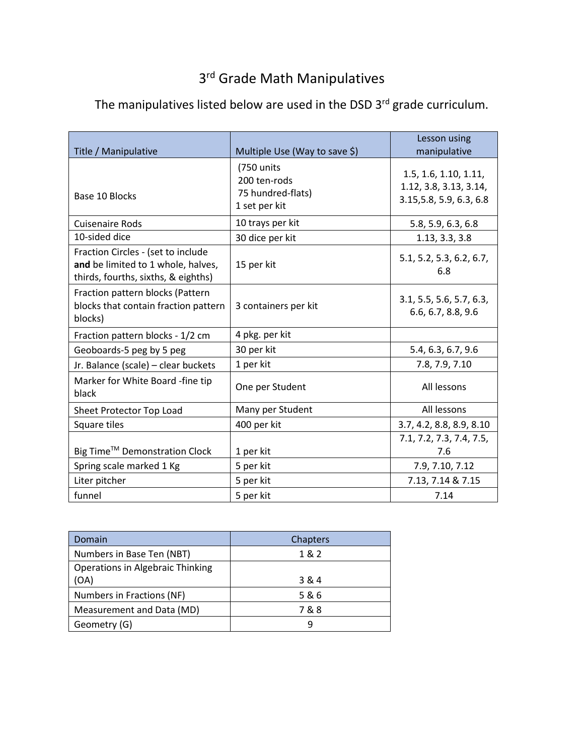# 3rd Grade Math Manipulatives

## The manipulatives listed below are used in the DSD 3rd grade curriculum.

| Title / Manipulative | Multiple Use (Way to save $) | Lesson using manipulative |
| --- | --- | --- |
| Base 10 Blocks | (750 units<br>200 ten-rods<br>75 hundred-flats)<br>1 set per kit | 1.5, 1.6, 1.10, 1.11, 1.12, 3.8, 3.13, 3.14, 3.15,5.8, 5.9, 6.3, 6.8 |
| Cuisenaire Rods | 10 trays per kit | 5.8, 5.9, 6.3, 6.8 |
| 10-sided dice | 30 dice per kit | 1.13, 3.3, 3.8 |
| Fraction Circles - (set to include **and** be limited to 1 whole, halves, thirds, fourths, sixths, & eighths) | 15 per kit | 5.1, 5.2, 5.3, 6.2, 6.7, 6.8 |
| Fraction pattern blocks (Pattern blocks that contain fraction pattern blocks) | 3 containers per kit | 3.1, 5.5, 5.6, 5.7, 6.3, 6.6, 6.7, 8.8, 9.6 |
| Fraction pattern blocks - 1/2 cm | 4 pkg. per kit | |
| Geoboards-5 peg by 5 peg | 30 per kit | 5.4, 6.3, 6.7, 9.6 |
| Jr. Balance (scale) – clear buckets | 1 per kit | 7.8, 7.9, 7.10 |
| Marker for White Board -fine tip black | One per Student | All lessons |
| Sheet Protector Top Load | Many per Student | All lessons |
| Square tiles | 400 per kit | 3.7, 4.2, 8.8, 8.9, 8.10 |
| Big Time™ Demonstration Clock | 1 per kit | 7.1, 7.2, 7.3, 7.4, 7.5, 7.6 |
| Spring scale marked 1 Kg | 5 per kit | 7.9, 7.10, 7.12 |
| Liter pitcher | 5 per kit | 7.13, 7.14 & 7.15 |
| funnel | 5 per kit | 7.14 |

| Domain | Chapters |
| --- | --- |
| Numbers in Base Ten (NBT) | 1 & 2 |
| Operations in Algebraic Thinking (OA) | 3 & 4 |
| Numbers in Fractions (NF) | 5 & 6 |
| Measurement and Data (MD) | 7 & 8 |
| Geometry (G) | 9 |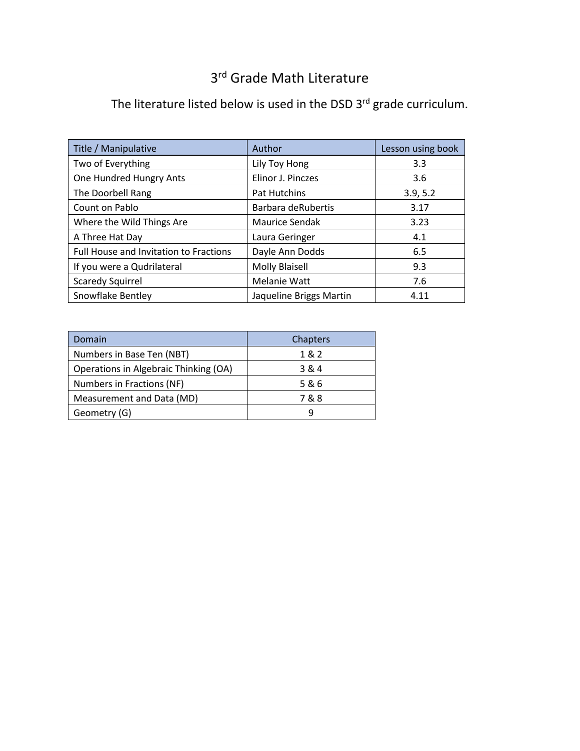# 3rd Grade Math Literature

The literature listed below is used in the DSD 3rd grade curriculum.

| Title / Manipulative | Author | Lesson using book |
|---|---|---|
| Two of Everything | Lily Toy Hong | 3.3 |
| One Hundred Hungry Ants | Elinor J. Pinczes | 3.6 |
| The Doorbell Rang | Pat Hutchins | 3.9, 5.2 |
| Count on Pablo | Barbara deRubertis | 3.17 |
| Where the Wild Things Are | Maurice Sendak | 3.23 |
| A Three Hat Day | Laura Geringer | 4.1 |
| Full House and Invitation to Fractions | Dayle Ann Dodds | 6.5 |
| If you were a Qudrilateral | Molly Blaisell | 9.3 |
| Scaredy Squirrel | Melanie Watt | 7.6 |
| Snowflake Bentley | Jaqueline Briggs Martin | 4.11 |

| Domain | Chapters |
|---|---|
| Numbers in Base Ten (NBT) | 1 & 2 |
| Operations in Algebraic Thinking (OA) | 3 & 4 |
| Numbers in Fractions (NF) | 5 & 6 |
| Measurement and Data (MD) | 7 & 8 |
| Geometry (G) | 9 |